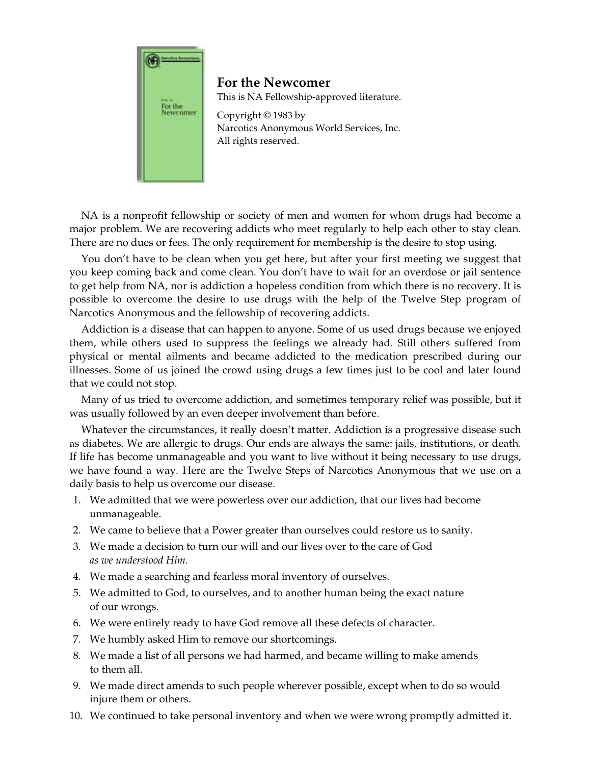## For the Newcomer

This is NA Fellowship-approved literature.

Copyright © 1983 by
Narcotics Anonymous World Services, Inc.
All rights reserved.

NA is a nonprofit fellowship or society of men and women for whom drugs had become a major problem. We are recovering addicts who meet regularly to help each other to stay clean. There are no dues or fees. The only requirement for membership is the desire to stop using.

You don't have to be clean when you get here, but after your first meeting we suggest that you keep coming back and come clean. You don't have to wait for an overdose or jail sentence to get help from NA, nor is addiction a hopeless condition from which there is no recovery. It is possible to overcome the desire to use drugs with the help of the Twelve Step program of Narcotics Anonymous and the fellowship of recovering addicts.

Addiction is a disease that can happen to anyone. Some of us used drugs because we enjoyed them, while others used to suppress the feelings we already had. Still others suffered from physical or mental ailments and became addicted to the medication prescribed during our illnesses. Some of us joined the crowd using drugs a few times just to be cool and later found that we could not stop.

Many of us tried to overcome addiction, and sometimes temporary relief was possible, but it was usually followed by an even deeper involvement than before.

Whatever the circumstances, it really doesn't matter. Addiction is a progressive disease such as diabetes. We are allergic to drugs. Our ends are always the same: jails, institutions, or death. If life has become unmanageable and you want to live without it being necessary to use drugs, we have found a way. Here are the Twelve Steps of Narcotics Anonymous that we use on a daily basis to help us overcome our disease.

1. We admitted that we were powerless over our addiction, that our lives had become unmanageable.
2. We came to believe that a Power greater than ourselves could restore us to sanity.
3. We made a decision to turn our will and our lives over to the care of God *as we understood Him.*
4. We made a searching and fearless moral inventory of ourselves.
5. We admitted to God, to ourselves, and to another human being the exact nature of our wrongs.
6. We were entirely ready to have God remove all these defects of character.
7. We humbly asked Him to remove our shortcomings.
8. We made a list of all persons we had harmed, and became willing to make amends to them all.
9. We made direct amends to such people wherever possible, except when to do so would injure them or others.
10. We continued to take personal inventory and when we were wrong promptly admitted it.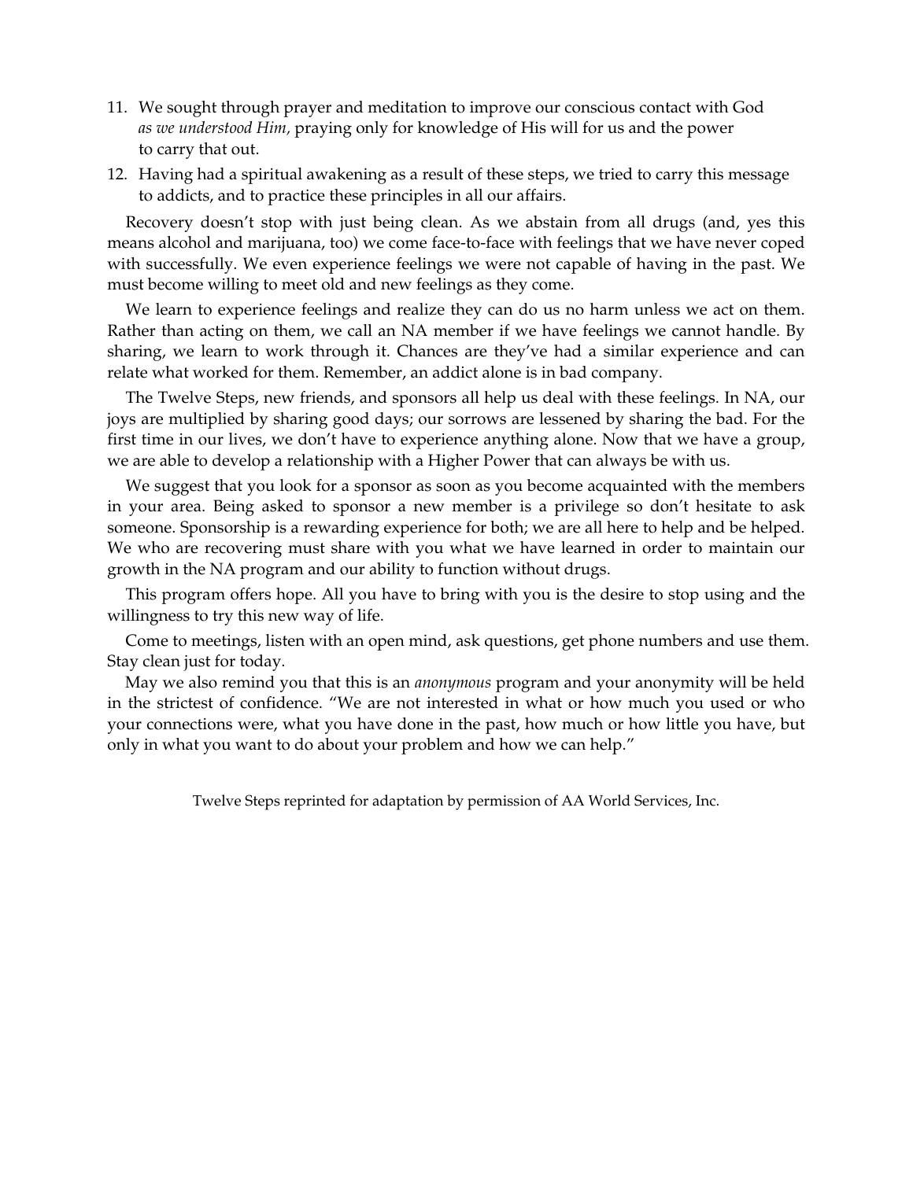11. We sought through prayer and meditation to improve our conscious contact with God *as we understood Him*, praying only for knowledge of His will for us and the power to carry that out.
12. Having had a spiritual awakening as a result of these steps, we tried to carry this message to addicts, and to practice these principles in all our affairs.

Recovery doesn't stop with just being clean. As we abstain from all drugs (and, yes this means alcohol and marijuana, too) we come face-to-face with feelings that we have never coped with successfully. We even experience feelings we were not capable of having in the past. We must become willing to meet old and new feelings as they come.

We learn to experience feelings and realize they can do us no harm unless we act on them. Rather than acting on them, we call an NA member if we have feelings we cannot handle. By sharing, we learn to work through it. Chances are they've had a similar experience and can relate what worked for them. Remember, an addict alone is in bad company.

The Twelve Steps, new friends, and sponsors all help us deal with these feelings. In NA, our joys are multiplied by sharing good days; our sorrows are lessened by sharing the bad. For the first time in our lives, we don't have to experience anything alone. Now that we have a group, we are able to develop a relationship with a Higher Power that can always be with us.

We suggest that you look for a sponsor as soon as you become acquainted with the members in your area. Being asked to sponsor a new member is a privilege so don't hesitate to ask someone. Sponsorship is a rewarding experience for both; we are all here to help and be helped. We who are recovering must share with you what we have learned in order to maintain our growth in the NA program and our ability to function without drugs.

This program offers hope. All you have to bring with you is the desire to stop using and the willingness to try this new way of life.

Come to meetings, listen with an open mind, ask questions, get phone numbers and use them. Stay clean just for today.

May we also remind you that this is an *anonymous* program and your anonymity will be held in the strictest of confidence. "We are not interested in what or how much you used or who your connections were, what you have done in the past, how much or how little you have, but only in what you want to do about your problem and how we can help."

Twelve Steps reprinted for adaptation by permission of AA World Services, Inc.